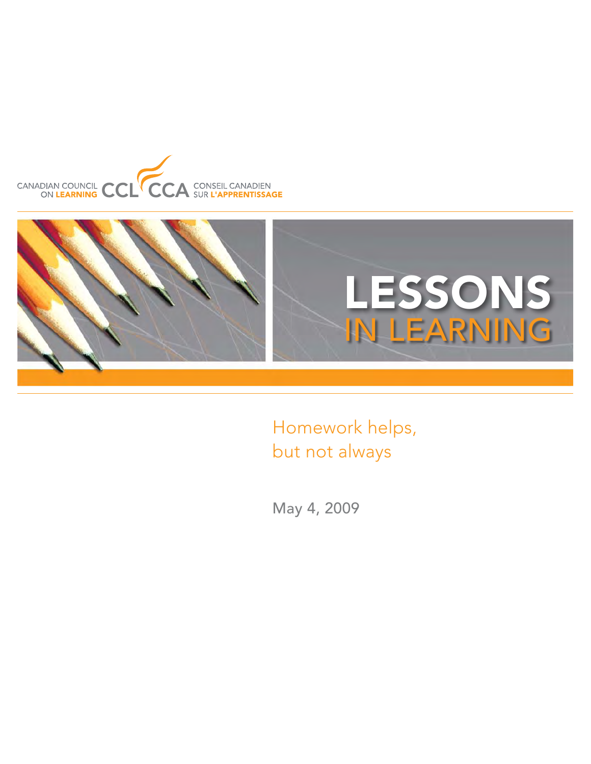CANADIAN COUNCIL ON LEARNING CCL CCA CONSEIL CANADIEN SUR L'APPRENTISSAGE

# LESSONS IN LEARNING

## Homework helps, but not always

May 4, 2009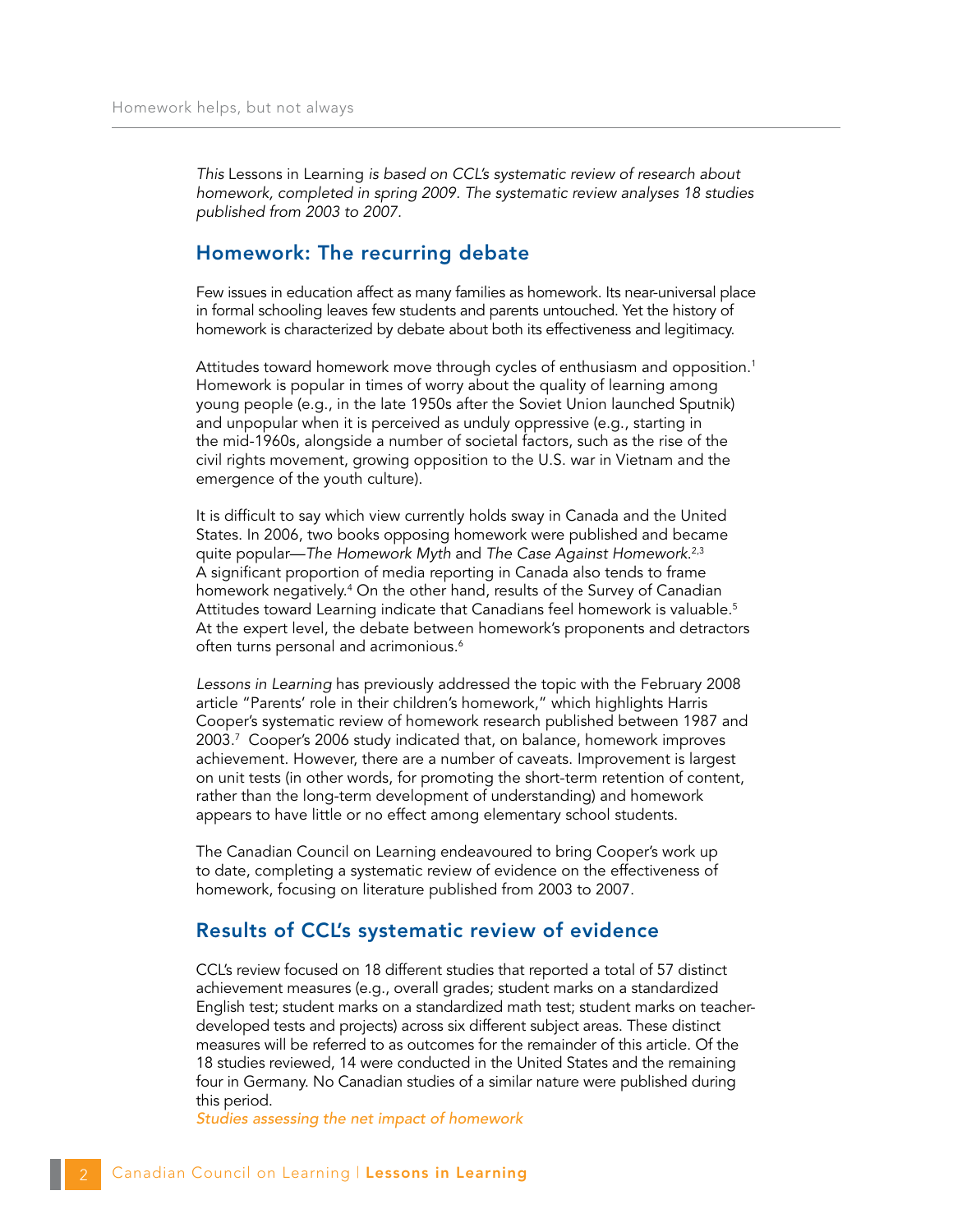*This* Lessons in Learning *is based on CCL's systematic review of research about homework, completed in spring 2009. The systematic review analyses 18 studies published from 2003 to 2007.*

## Homework: The recurring debate

Few issues in education affect as many families as homework. Its near-universal place in formal schooling leaves few students and parents untouched. Yet the history of homework is characterized by debate about both its effectiveness and legitimacy.

Attitudes toward homework move through cycles of enthusiasm and opposition.[1] Homework is popular in times of worry about the quality of learning among young people (e.g., in the late 1950s after the Soviet Union launched Sputnik) and unpopular when it is perceived as unduly oppressive (e.g., starting in the mid-1960s, alongside a number of societal factors, such as the rise of the civil rights movement, growing opposition to the U.S. war in Vietnam and the emergence of the youth culture).

It is difficult to say which view currently holds sway in Canada and the United States. In 2006, two books opposing homework were published and became quite popular—*The Homework Myth* and *The Case Against Homework*.[2,3] A significant proportion of media reporting in Canada also tends to frame homework negatively.[4] On the other hand, results of the Survey of Canadian Attitudes toward Learning indicate that Canadians feel homework is valuable.[5] At the expert level, the debate between homework's proponents and detractors often turns personal and acrimonious.[6]

*Lessons in Learning* has previously addressed the topic with the February 2008 article "Parents' role in their children's homework," which highlights Harris Cooper's systematic review of homework research published between 1987 and 2003.[7] Cooper's 2006 study indicated that, on balance, homework improves achievement. However, there are a number of caveats. Improvement is largest on unit tests (in other words, for promoting the short-term retention of content, rather than the long-term development of understanding) and homework appears to have little or no effect among elementary school students.

The Canadian Council on Learning endeavoured to bring Cooper's work up to date, completing a systematic review of evidence on the effectiveness of homework, focusing on literature published from 2003 to 2007.

## Results of CCL's systematic review of evidence

CCL's review focused on 18 different studies that reported a total of 57 distinct achievement measures (e.g., overall grades; student marks on a standardized English test; student marks on a standardized math test; student marks on teacher-developed tests and projects) across six different subject areas. These distinct measures will be referred to as outcomes for the remainder of this article. Of the 18 studies reviewed, 14 were conducted in the United States and the remaining four in Germany. No Canadian studies of a similar nature were published during this period.

*Studies assessing the net impact of homework*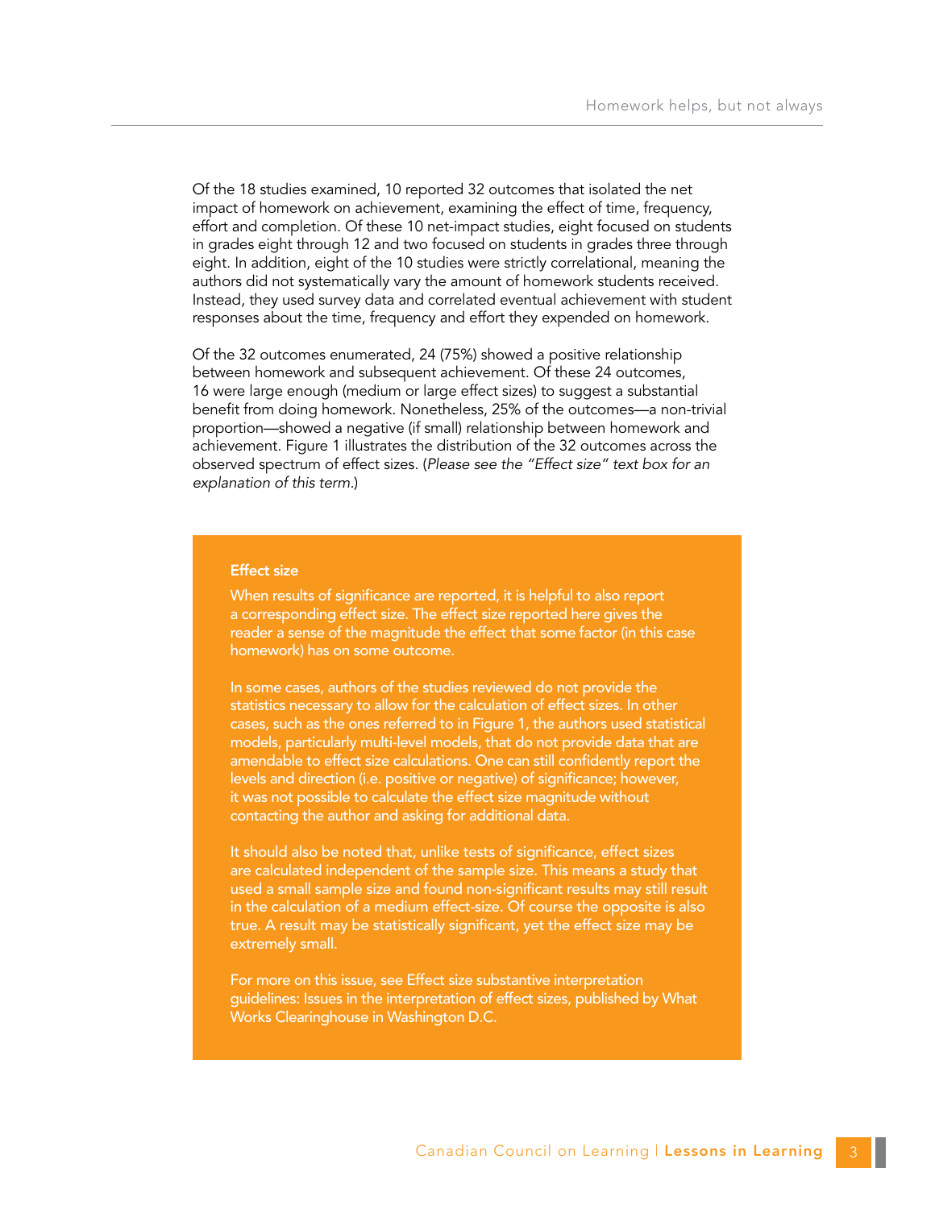Of the 18 studies examined, 10 reported 32 outcomes that isolated the net impact of homework on achievement, examining the effect of time, frequency, effort and completion. Of these 10 net-impact studies, eight focused on students in grades eight through 12 and two focused on students in grades three through eight. In addition, eight of the 10 studies were strictly correlational, meaning the authors did not systematically vary the amount of homework students received. Instead, they used survey data and correlated eventual achievement with student responses about the time, frequency and effort they expended on homework.

Of the 32 outcomes enumerated, 24 (75%) showed a positive relationship between homework and subsequent achievement. Of these 24 outcomes, 16 were large enough (medium or large effect sizes) to suggest a substantial benefit from doing homework. Nonetheless, 25% of the outcomes—a non-trivial proportion—showed a negative (if small) relationship between homework and achievement. Figure 1 illustrates the distribution of the 32 outcomes across the observed spectrum of effect sizes. (*Please see the "Effect size" text box for an explanation of this term.*)

**Effect size**

When results of significance are reported, it is helpful to also report a corresponding effect size. The effect size reported here gives the reader a sense of the magnitude the effect that some factor (in this case homework) has on some outcome.

In some cases, authors of the studies reviewed do not provide the statistics necessary to allow for the calculation of effect sizes. In other cases, such as the ones referred to in Figure 1, the authors used statistical models, particularly multi-level models, that do not provide data that are amendable to effect size calculations. One can still confidently report the levels and direction (i.e. positive or negative) of significance; however, it was not possible to calculate the effect size magnitude without contacting the author and asking for additional data.

It should also be noted that, unlike tests of significance, effect sizes are calculated independent of the sample size. This means a study that used a small sample size and found non-significant results may still result in the calculation of a medium effect-size. Of course the opposite is also true. A result may be statistically significant, yet the effect size may be extremely small.

For more on this issue, see Effect size substantive interpretation guidelines: Issues in the interpretation of effect sizes, published by What Works Clearinghouse in Washington D.C.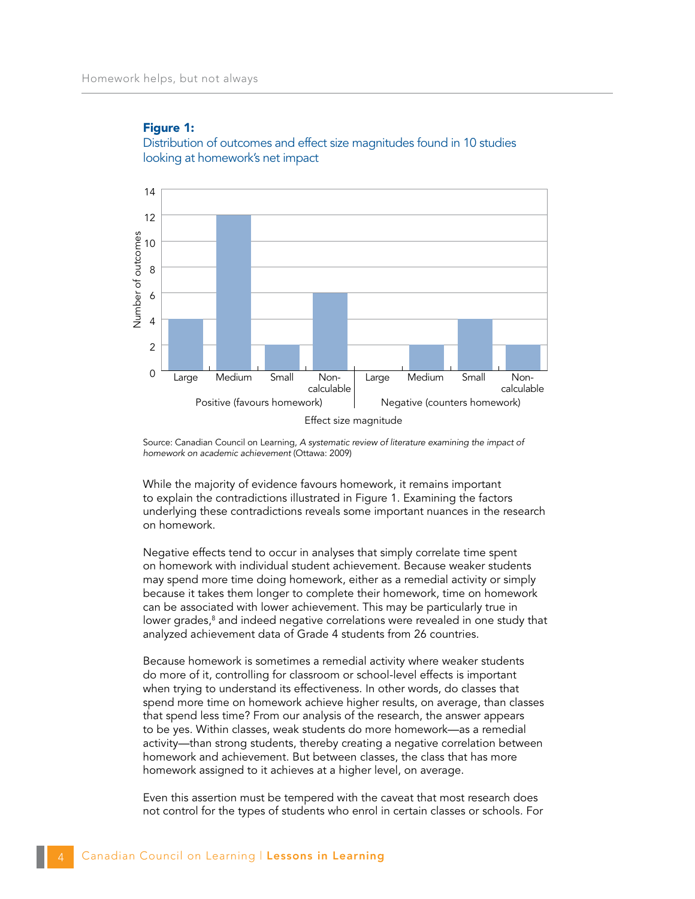**Figure 1:**
Distribution of outcomes and effect size magnitudes found in 10 studies looking at homework's net impact

| Effect size magnitude | | Number of outcomes |
|---|---|---|
| Positive (favours homework) | Large | 4 |
| | Medium | 12 |
| | Small | 2 |
| | Non-calculable | 6 |
| Negative (counters homework) | Large | 0 |
| | Medium | 2 |
| | Small | 4 |
| | Non-calculable | 2 |

Source: Canadian Council on Learning, *A systematic review of literature examining the impact of homework on academic achievement* (Ottawa: 2009)

While the majority of evidence favours homework, it remains important to explain the contradictions illustrated in Figure 1. Examining the factors underlying these contradictions reveals some important nuances in the research on homework.

Negative effects tend to occur in analyses that simply correlate time spent on homework with individual student achievement. Because weaker students may spend more time doing homework, either as a remedial activity or simply because it takes them longer to complete their homework, time on homework can be associated with lower achievement. This may be particularly true in lower grades,[8] and indeed negative correlations were revealed in one study that analyzed achievement data of Grade 4 students from 26 countries.

Because homework is sometimes a remedial activity where weaker students do more of it, controlling for classroom or school-level effects is important when trying to understand its effectiveness. In other words, do classes that spend more time on homework achieve higher results, on average, than classes that spend less time? From our analysis of the research, the answer appears to be yes. Within classes, weak students do more homework—as a remedial activity—than strong students, thereby creating a negative correlation between homework and achievement. But between classes, the class that has more homework assigned to it achieves at a higher level, on average.

Even this assertion must be tempered with the caveat that most research does not control for the types of students who enrol in certain classes or schools. For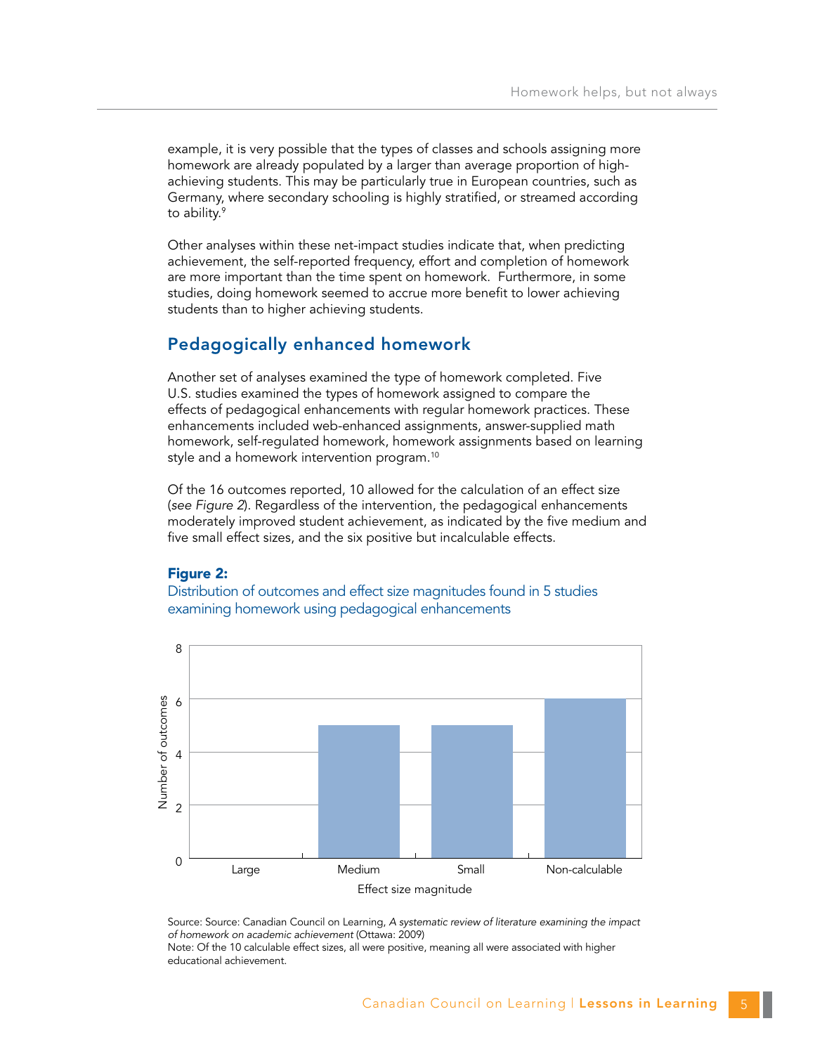example, it is very possible that the types of classes and schools assigning more homework are already populated by a larger than average proportion of high-achieving students. This may be particularly true in European countries, such as Germany, where secondary schooling is highly stratified, or streamed according to ability.[9]

Other analyses within these net-impact studies indicate that, when predicting achievement, the self-reported frequency, effort and completion of homework are more important than the time spent on homework. Furthermore, in some studies, doing homework seemed to accrue more benefit to lower achieving students than to higher achieving students.

## Pedagogically enhanced homework

Another set of analyses examined the type of homework completed. Five U.S. studies examined the types of homework assigned to compare the effects of pedagogical enhancements with regular homework practices. These enhancements included web-enhanced assignments, answer-supplied math homework, self-regulated homework, homework assignments based on learning style and a homework intervention program.[10]

Of the 16 outcomes reported, 10 allowed for the calculation of an effect size (*see Figure 2*). Regardless of the intervention, the pedagogical enhancements moderately improved student achievement, as indicated by the five medium and five small effect sizes, and the six positive but incalculable effects.

**Figure 2:**

Distribution of outcomes and effect size magnitudes found in 5 studies examining homework using pedagogical enhancements

| Effect size magnitude | Number of outcomes |
|---|---|
| Large | 0 |
| Medium | 5 |
| Small | 5 |
| Non-calculable | 6 |

Source: Source: Canadian Council on Learning, *A systematic review of literature examining the impact of homework on academic achievement* (Ottawa: 2009)

Note: Of the 10 calculable effect sizes, all were positive, meaning all were associated with higher educational achievement.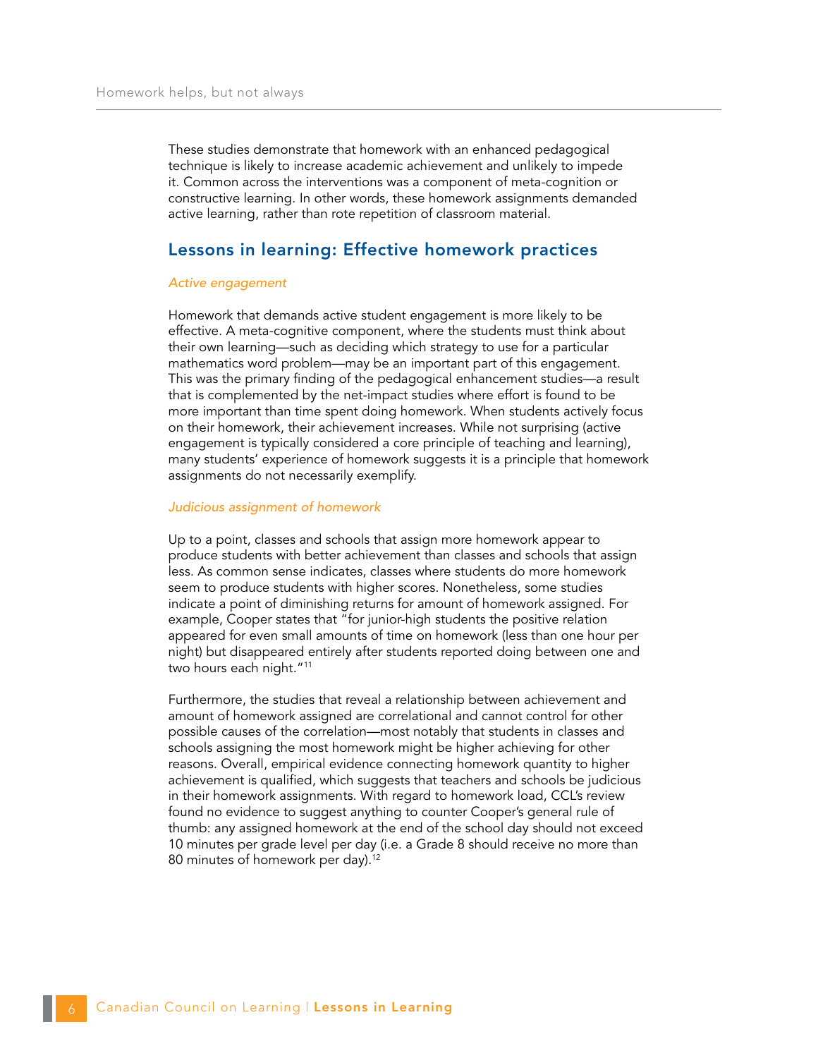These studies demonstrate that homework with an enhanced pedagogical technique is likely to increase academic achievement and unlikely to impede it. Common across the interventions was a component of meta-cognition or constructive learning. In other words, these homework assignments demanded active learning, rather than rote repetition of classroom material.

## Lessons in learning: Effective homework practices

*Active engagement*

Homework that demands active student engagement is more likely to be effective. A meta-cognitive component, where the students must think about their own learning—such as deciding which strategy to use for a particular mathematics word problem—may be an important part of this engagement. This was the primary finding of the pedagogical enhancement studies—a result that is complemented by the net-impact studies where effort is found to be more important than time spent doing homework. When students actively focus on their homework, their achievement increases. While not surprising (active engagement is typically considered a core principle of teaching and learning), many students' experience of homework suggests it is a principle that homework assignments do not necessarily exemplify.

*Judicious assignment of homework*

Up to a point, classes and schools that assign more homework appear to produce students with better achievement than classes and schools that assign less. As common sense indicates, classes where students do more homework seem to produce students with higher scores. Nonetheless, some studies indicate a point of diminishing returns for amount of homework assigned. For example, Cooper states that "for junior-high students the positive relation appeared for even small amounts of time on homework (less than one hour per night) but disappeared entirely after students reported doing between one and two hours each night."[11]

Furthermore, the studies that reveal a relationship between achievement and amount of homework assigned are correlational and cannot control for other possible causes of the correlation—most notably that students in classes and schools assigning the most homework might be higher achieving for other reasons. Overall, empirical evidence connecting homework quantity to higher achievement is qualified, which suggests that teachers and schools be judicious in their homework assignments. With regard to homework load, CCL's review found no evidence to suggest anything to counter Cooper's general rule of thumb: any assigned homework at the end of the school day should not exceed 10 minutes per grade level per day (i.e. a Grade 8 should receive no more than 80 minutes of homework per day).[12]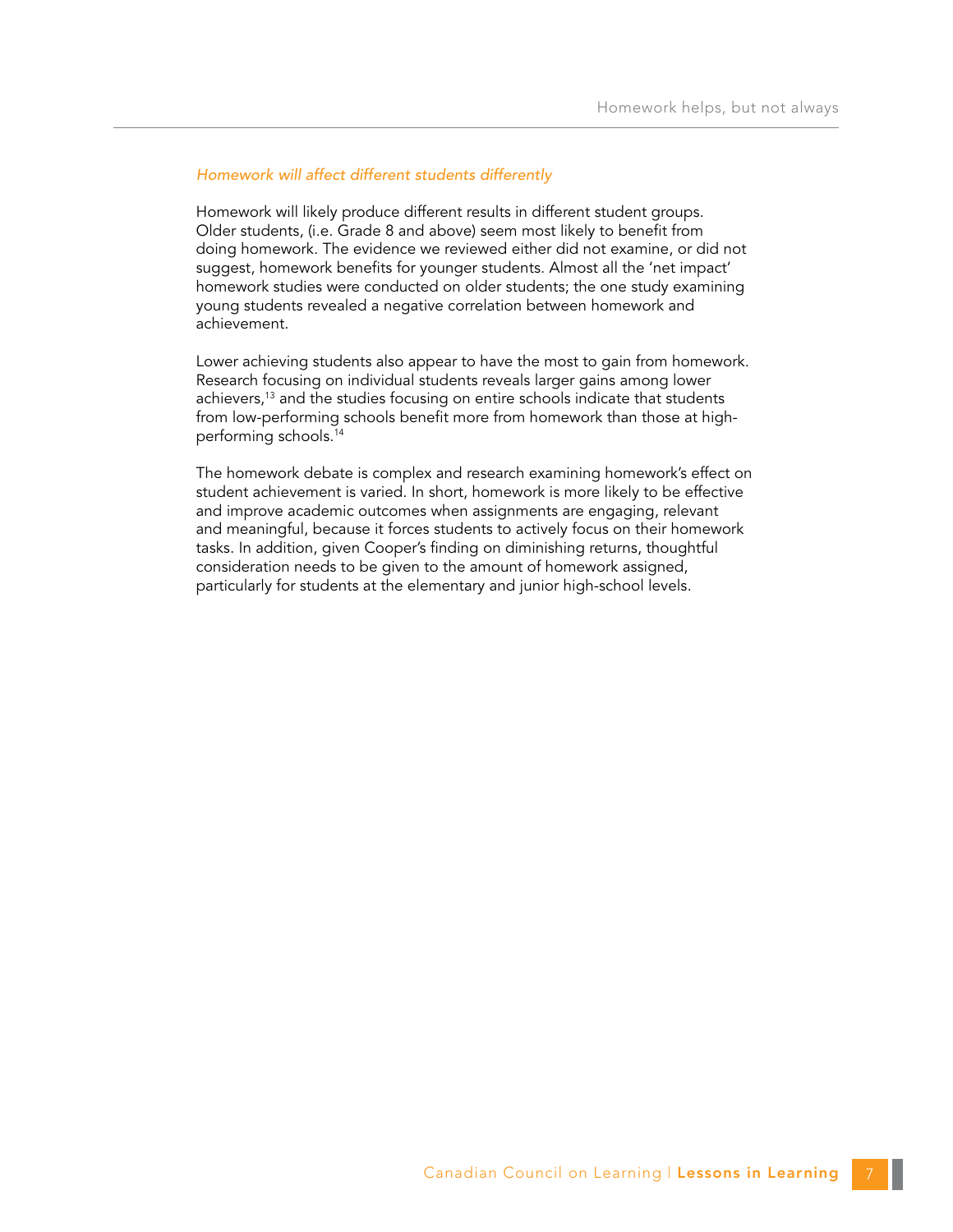*Homework will affect different students differently*

Homework will likely produce different results in different student groups. Older students, (i.e. Grade 8 and above) seem most likely to benefit from doing homework. The evidence we reviewed either did not examine, or did not suggest, homework benefits for younger students. Almost all the 'net impact' homework studies were conducted on older students; the one study examining young students revealed a negative correlation between homework and achievement.

Lower achieving students also appear to have the most to gain from homework. Research focusing on individual students reveals larger gains among lower achievers,[13] and the studies focusing on entire schools indicate that students from low-performing schools benefit more from homework than those at high-performing schools.[14]

The homework debate is complex and research examining homework's effect on student achievement is varied. In short, homework is more likely to be effective and improve academic outcomes when assignments are engaging, relevant and meaningful, because it forces students to actively focus on their homework tasks. In addition, given Cooper's finding on diminishing returns, thoughtful consideration needs to be given to the amount of homework assigned, particularly for students at the elementary and junior high-school levels.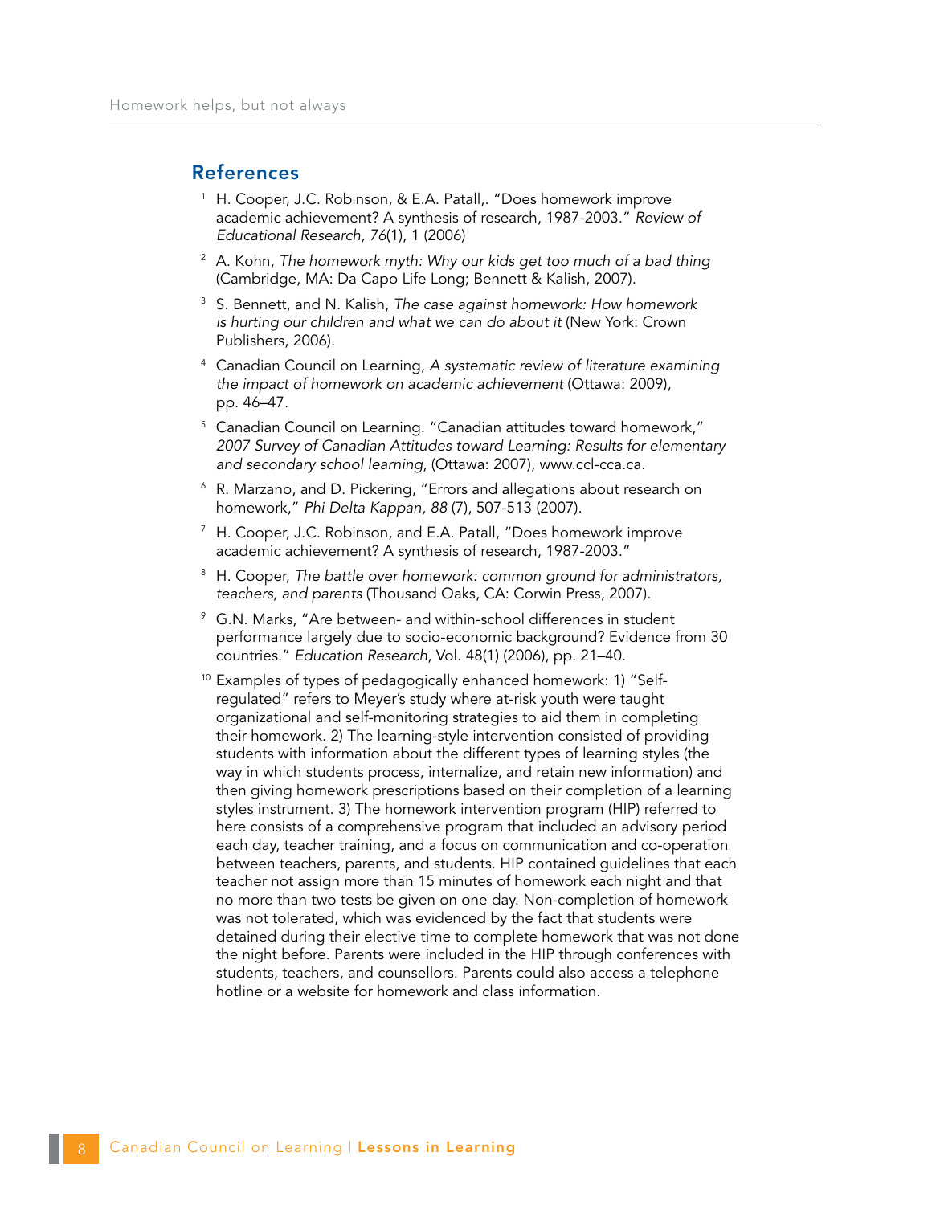## References

1. H. Cooper, J.C. Robinson, & E.A. Patall,. "Does homework improve academic achievement? A synthesis of research, 1987-2003." *Review of Educational Research, 76*(1), 1 (2006)

2. A. Kohn, *The homework myth: Why our kids get too much of a bad thing* (Cambridge, MA: Da Capo Life Long; Bennett & Kalish, 2007).

3. S. Bennett, and N. Kalish, *The case against homework: How homework is hurting our children and what we can do about it* (New York: Crown Publishers, 2006).

4. Canadian Council on Learning, *A systematic review of literature examining the impact of homework on academic achievement* (Ottawa: 2009), pp. 46–47.

5. Canadian Council on Learning. "Canadian attitudes toward homework," *2007 Survey of Canadian Attitudes toward Learning: Results for elementary and secondary school learning*, (Ottawa: 2007), www.ccl-cca.ca.

6. R. Marzano, and D. Pickering, "Errors and allegations about research on homework," *Phi Delta Kappan, 88* (7), 507-513 (2007).

7. H. Cooper, J.C. Robinson, and E.A. Patall, "Does homework improve academic achievement? A synthesis of research, 1987-2003."

8. H. Cooper, *The battle over homework: common ground for administrators, teachers, and parents* (Thousand Oaks, CA: Corwin Press, 2007).

9. G.N. Marks, "Are between- and within-school differences in student performance largely due to socio-economic background? Evidence from 30 countries." *Education Research*, Vol. 48(1) (2006), pp. 21–40.

10. Examples of types of pedagogically enhanced homework: 1) "Self-regulated" refers to Meyer's study where at-risk youth were taught organizational and self-monitoring strategies to aid them in completing their homework. 2) The learning-style intervention consisted of providing students with information about the different types of learning styles (the way in which students process, internalize, and retain new information) and then giving homework prescriptions based on their completion of a learning styles instrument. 3) The homework intervention program (HIP) referred to here consists of a comprehensive program that included an advisory period each day, teacher training, and a focus on communication and co-operation between teachers, parents, and students. HIP contained guidelines that each teacher not assign more than 15 minutes of homework each night and that no more than two tests be given on one day. Non-completion of homework was not tolerated, which was evidenced by the fact that students were detained during their elective time to complete homework that was not done the night before. Parents were included in the HIP through conferences with students, teachers, and counsellors. Parents could also access a telephone hotline or a website for homework and class information.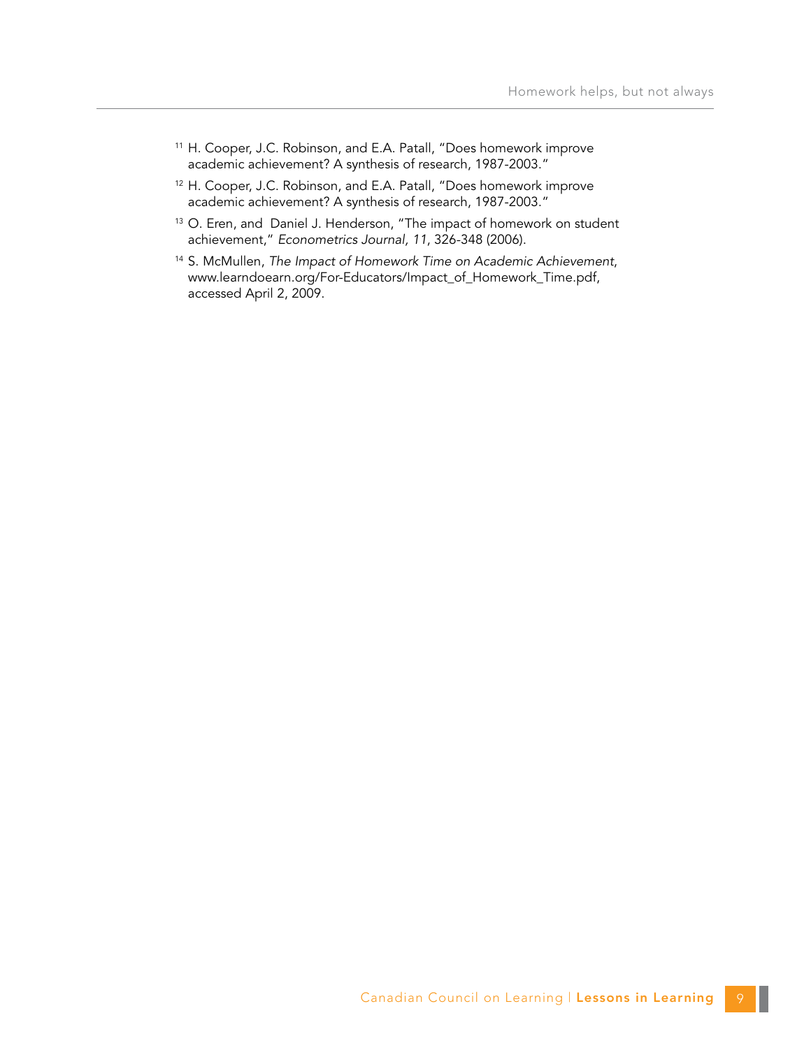[11] H. Cooper, J.C. Robinson, and E.A. Patall, "Does homework improve academic achievement? A synthesis of research, 1987-2003."

[12] H. Cooper, J.C. Robinson, and E.A. Patall, "Does homework improve academic achievement? A synthesis of research, 1987-2003."

[13] O. Eren, and Daniel J. Henderson, "The impact of homework on student achievement," *Econometrics Journal*, *11*, 326-348 (2006).

[14] S. McMullen, *The Impact of Homework Time on Academic Achievement*, www.learndoearn.org/For-Educators/Impact_of_Homework_Time.pdf, accessed April 2, 2009.